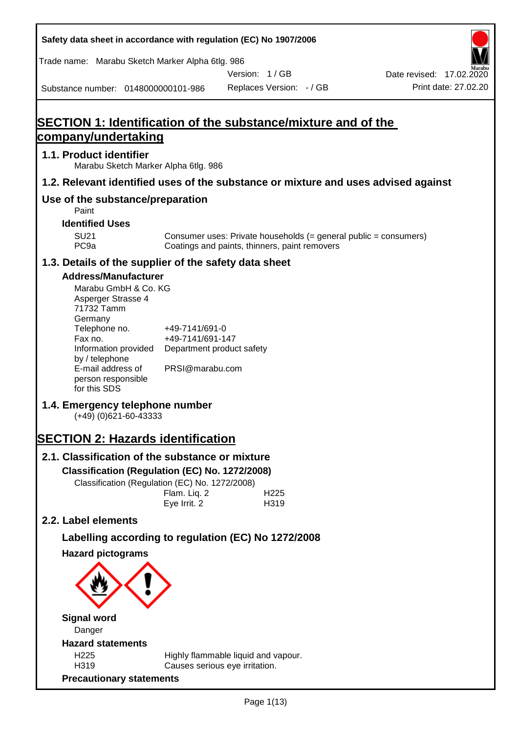Safety data sheet in accordance with regulation (EC) No 1907/2006

Trade name: Marabu Sketch Marker Alpha 6tlg. 986

Version: 1 / GB

Date revised: 17.02.2020

Substance number: 0148000000101-986

Replaces Version: - / GB

Print date: 27.02.20

# SECTION 1: Identification of the substance/mixture and of the company/undertaking

## 1.1. Product identifier

Marabu Sketch Marker Alpha 6tlg. 986

## 1.2. Relevant identified uses of the substance or mixture and uses advised against

## Use of the substance/preparation

Paint

### Identified Uses

| | |
|---|---|
| SU21 | Consumer uses: Private households (= general public = consumers) |
| PC9a | Coatings and paints, thinners, paint removers |

## 1.3. Details of the supplier of the safety data sheet

### Address/Manufacturer

Marabu GmbH & Co. KG
Asperger Strasse 4
71732 Tamm
Germany

| | |
|---|---|
| Telephone no. | +49-7141/691-0 |
| Fax no. | +49-7141/691-147 |
| Information provided by / telephone | Department product safety |
| E-mail address of person responsible for this SDS | PRSI@marabu.com |

## 1.4. Emergency telephone number

(+49) (0)621-60-43333

# SECTION 2: Hazards identification

## 2.1. Classification of the substance or mixture

### Classification (Regulation (EC) No. 1272/2008)

Classification (Regulation (EC) No. 1272/2008)

| | |
|---|---|
| Flam. Liq. 2 | H225 |
| Eye Irrit. 2 | H319 |

## 2.2. Label elements

### Labelling according to regulation (EC) No 1272/2008

### Hazard pictograms

### Signal word

Danger

### Hazard statements

| | |
|---|---|
| H225 | Highly flammable liquid and vapour. |
| H319 | Causes serious eye irritation. |

### Precautionary statements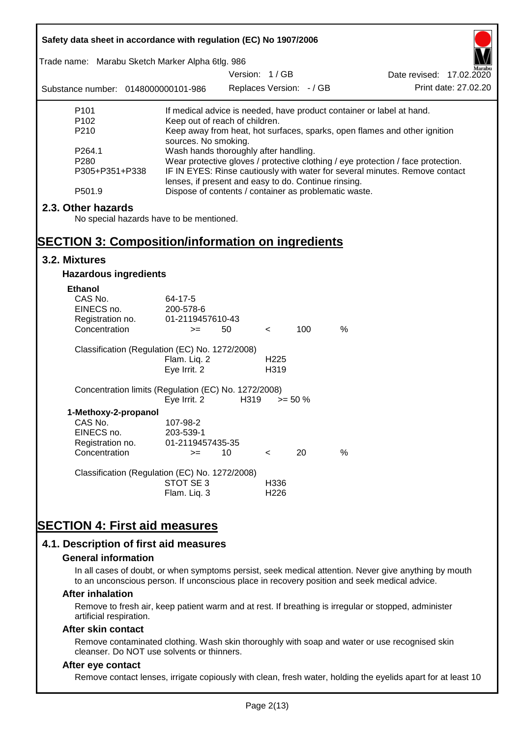| | |
|---|---|
| P101 | If medical advice is needed, have product container or label at hand. |
| P102 | Keep out of reach of children. |
| P210 | Keep away from heat, hot surfaces, sparks, open flames and other ignition sources. No smoking. |
| P264.1 | Wash hands thoroughly after handling. |
| P280 | Wear protective gloves / protective clothing / eye protection / face protection. |
| P305+P351+P338 | IF IN EYES: Rinse cautiously with water for several minutes. Remove contact lenses, if present and easy to do. Continue rinsing. |
| P501.9 | Dispose of contents / container as problematic waste. |

## 2.3. Other hazards

No special hazards have to be mentioned.

# SECTION 3: Composition/information on ingredients

## 3.2. Mixtures

### Hazardous ingredients

**Ethanol**

| | | | | | |
|---|---|---|---|---|---|
| CAS No. | 64-17-5 | | | | |
| EINECS no. | 200-578-6 | | | | |
| Registration no. | 01-2119457610-43 | | | | |
| Concentration | >= 50 | | < | 100 | % |

Classification (Regulation (EC) No. 1272/2008)

| | |
|---|---|
| Flam. Liq. 2 | H225 |
| Eye Irrit. 2 | H319 |

Concentration limits (Regulation (EC) No. 1272/2008)

| | | |
|---|---|---|
| Eye Irrit. 2 | H319 | >= 50 % |

**1-Methoxy-2-propanol**

| | | | | | |
|---|---|---|---|---|---|
| CAS No. | 107-98-2 | | | | |
| EINECS no. | 203-539-1 | | | | |
| Registration no. | 01-2119457435-35 | | | | |
| Concentration | >= 10 | | < | 20 | % |

Classification (Regulation (EC) No. 1272/2008)

| | |
|---|---|
| STOT SE 3 | H336 |
| Flam. Liq. 3 | H226 |

# SECTION 4: First aid measures

## 4.1. Description of first aid measures

### General information

In all cases of doubt, or when symptoms persist, seek medical attention. Never give anything by mouth to an unconscious person. If unconscious place in recovery position and seek medical advice.

### After inhalation

Remove to fresh air, keep patient warm and at rest. If breathing is irregular or stopped, administer artificial respiration.

### After skin contact

Remove contaminated clothing. Wash skin thoroughly with soap and water or use recognised skin cleanser. Do NOT use solvents or thinners.

### After eye contact

Remove contact lenses, irrigate copiously with clean, fresh water, holding the eyelids apart for at least 10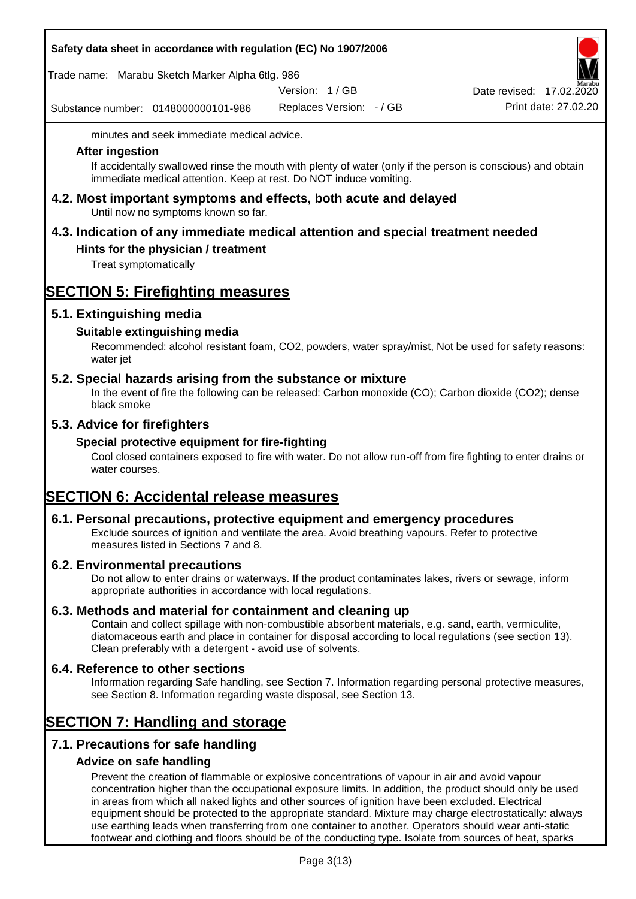minutes and seek immediate medical advice.

### After ingestion

If accidentally swallowed rinse the mouth with plenty of water (only if the person is conscious) and obtain immediate medical attention. Keep at rest. Do NOT induce vomiting.

## 4.2. Most important symptoms and effects, both acute and delayed

Until now no symptoms known so far.

## 4.3. Indication of any immediate medical attention and special treatment needed

### Hints for the physician / treatment

Treat symptomatically

# SECTION 5: Firefighting measures

## 5.1. Extinguishing media

### Suitable extinguishing media

Recommended: alcohol resistant foam, CO2, powders, water spray/mist, Not be used for safety reasons: water jet

## 5.2. Special hazards arising from the substance or mixture

In the event of fire the following can be released: Carbon monoxide (CO); Carbon dioxide (CO2); dense black smoke

## 5.3. Advice for firefighters

### Special protective equipment for fire-fighting

Cool closed containers exposed to fire with water. Do not allow run-off from fire fighting to enter drains or water courses.

# SECTION 6: Accidental release measures

## 6.1. Personal precautions, protective equipment and emergency procedures

Exclude sources of ignition and ventilate the area. Avoid breathing vapours. Refer to protective measures listed in Sections 7 and 8.

## 6.2. Environmental precautions

Do not allow to enter drains or waterways. If the product contaminates lakes, rivers or sewage, inform appropriate authorities in accordance with local regulations.

## 6.3. Methods and material for containment and cleaning up

Contain and collect spillage with non-combustible absorbent materials, e.g. sand, earth, vermiculite, diatomaceous earth and place in container for disposal according to local regulations (see section 13). Clean preferably with a detergent - avoid use of solvents.

## 6.4. Reference to other sections

Information regarding Safe handling, see Section 7. Information regarding personal protective measures, see Section 8. Information regarding waste disposal, see Section 13.

# SECTION 7: Handling and storage

## 7.1. Precautions for safe handling

### Advice on safe handling

Prevent the creation of flammable or explosive concentrations of vapour in air and avoid vapour concentration higher than the occupational exposure limits. In addition, the product should only be used in areas from which all naked lights and other sources of ignition have been excluded. Electrical equipment should be protected to the appropriate standard. Mixture may charge electrostatically: always use earthing leads when transferring from one container to another. Operators should wear anti-static footwear and clothing and floors should be of the conducting type. Isolate from sources of heat, sparks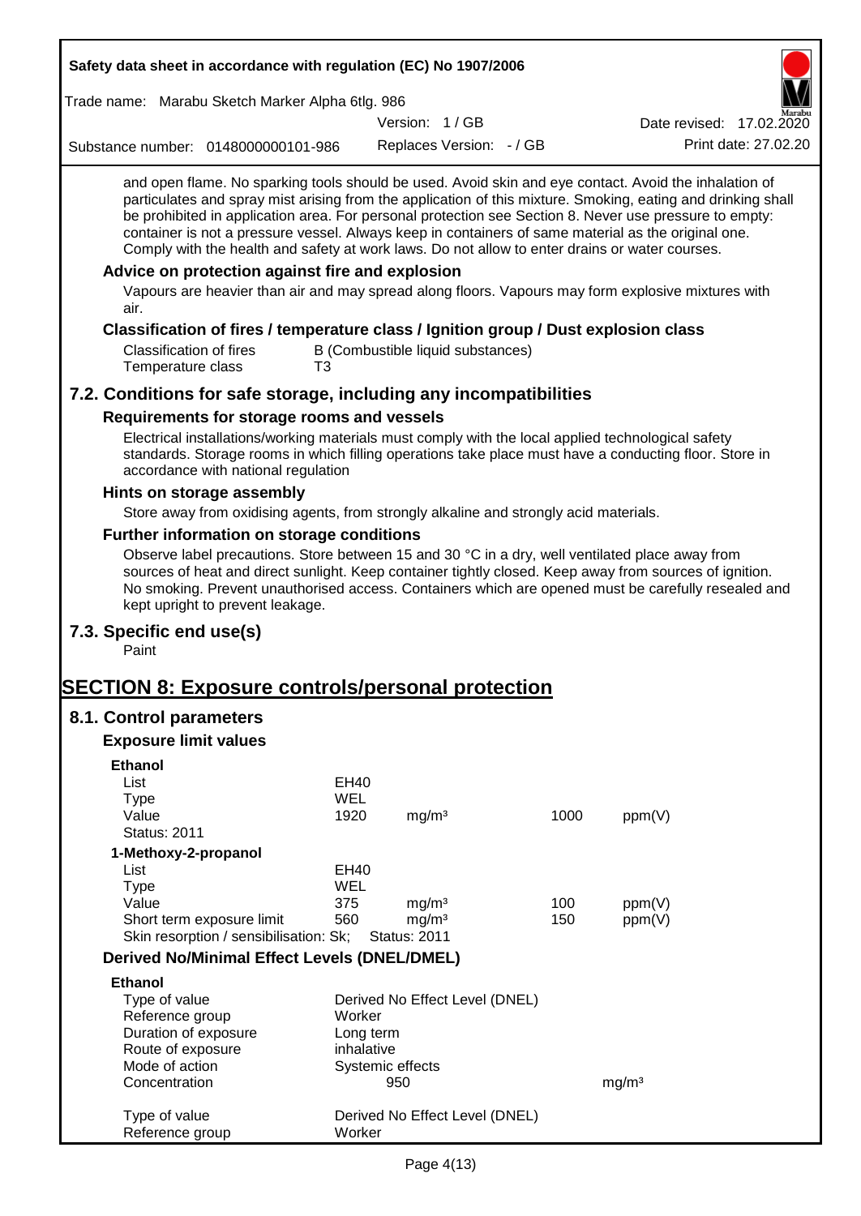and open flame. No sparking tools should be used. Avoid skin and eye contact. Avoid the inhalation of particulates and spray mist arising from the application of this mixture. Smoking, eating and drinking shall be prohibited in application area. For personal protection see Section 8. Never use pressure to empty: container is not a pressure vessel. Always keep in containers of same material as the original one. Comply with the health and safety at work laws. Do not allow to enter drains or water courses.

### Advice on protection against fire and explosion

Vapours are heavier than air and may spread along floors. Vapours may form explosive mixtures with air.

### Classification of fires / temperature class / Ignition group / Dust explosion class

| | |
|---|---|
| Classification of fires | B (Combustible liquid substances) |
| Temperature class | T3 |

## 7.2. Conditions for safe storage, including any incompatibilities

### Requirements for storage rooms and vessels

Electrical installations/working materials must comply with the local applied technological safety standards. Storage rooms in which filling operations take place must have a conducting floor. Store in accordance with national regulation

### Hints on storage assembly

Store away from oxidising agents, from strongly alkaline and strongly acid materials.

### Further information on storage conditions

Observe label precautions. Store between 15 and 30 °C in a dry, well ventilated place away from sources of heat and direct sunlight. Keep container tightly closed. Keep away from sources of ignition. No smoking. Prevent unauthorised access. Containers which are opened must be carefully resealed and kept upright to prevent leakage.

## 7.3. Specific end use(s)

Paint

# SECTION 8: Exposure controls/personal protection

## 8.1. Control parameters

### Exposure limit values

**Ethanol**

| | | | | |
|---|---|---|---|---|
| List | EH40 | | | |
| Type | WEL | | | |
| Value | 1920 | mg/m³ | 1000 | ppm(V) |
| Status: 2011 | | | | |

**1-Methoxy-2-propanol**

| | | | | |
|---|---|---|---|---|
| List | EH40 | | | |
| Type | WEL | | | |
| Value | 375 | mg/m³ | 100 | ppm(V) |
| Short term exposure limit | 560 | mg/m³ | 150 | ppm(V) |
| Skin resorption / sensibilisation: Sk; | Status: 2011 | | | |

### Derived No/Minimal Effect Levels (DNEL/DMEL)

**Ethanol**

| | | |
|---|---|---|
| Type of value | Derived No Effect Level (DNEL) | |
| Reference group | Worker | |
| Duration of exposure | Long term | |
| Route of exposure | inhalative | |
| Mode of action | Systemic effects | |
| Concentration | 950 | mg/m³ |

| | |
|---|---|
| Type of value | Derived No Effect Level (DNEL) |
| Reference group | Worker |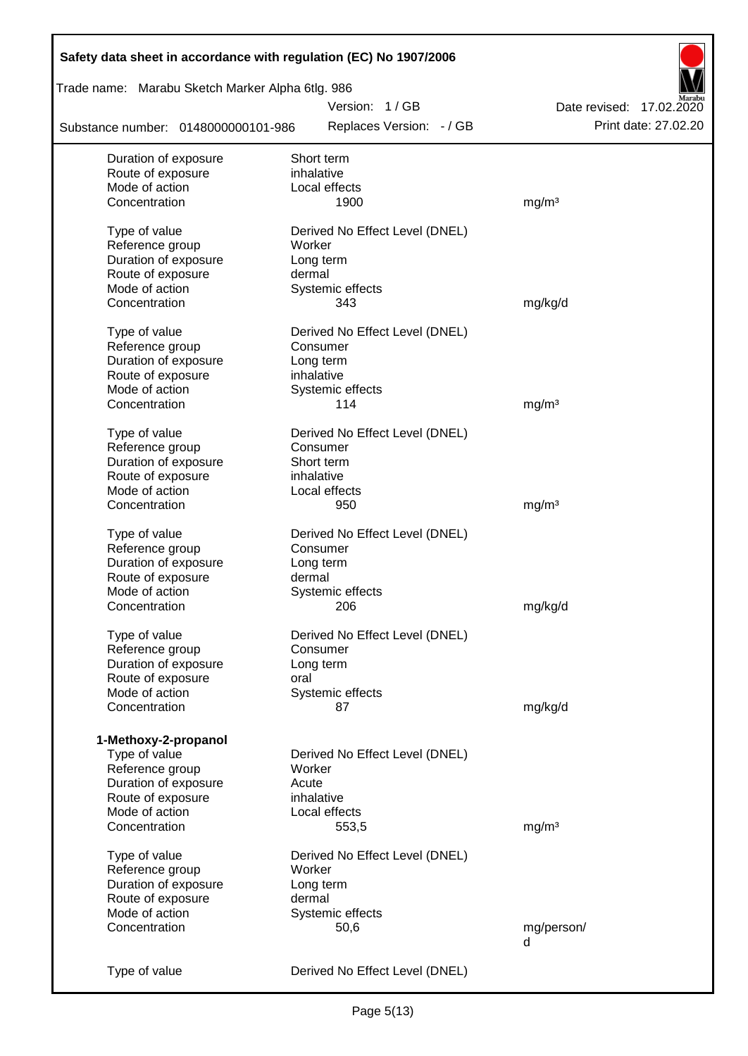| | | |
|---|---|---|
| Duration of exposure | Short term | |
| Route of exposure | inhalative | |
| Mode of action | Local effects | |
| Concentration | 1900 | mg/m³ |
| | | |
| Type of value | Derived No Effect Level (DNEL) | |
| Reference group | Worker | |
| Duration of exposure | Long term | |
| Route of exposure | dermal | |
| Mode of action | Systemic effects | |
| Concentration | 343 | mg/kg/d |
| | | |
| Type of value | Derived No Effect Level (DNEL) | |
| Reference group | Consumer | |
| Duration of exposure | Long term | |
| Route of exposure | inhalative | |
| Mode of action | Systemic effects | |
| Concentration | 114 | mg/m³ |
| | | |
| Type of value | Derived No Effect Level (DNEL) | |
| Reference group | Consumer | |
| Duration of exposure | Short term | |
| Route of exposure | inhalative | |
| Mode of action | Local effects | |
| Concentration | 950 | mg/m³ |
| | | |
| Type of value | Derived No Effect Level (DNEL) | |
| Reference group | Consumer | |
| Duration of exposure | Long term | |
| Route of exposure | dermal | |
| Mode of action | Systemic effects | |
| Concentration | 206 | mg/kg/d |
| | | |
| Type of value | Derived No Effect Level (DNEL) | |
| Reference group | Consumer | |
| Duration of exposure | Long term | |
| Route of exposure | oral | |
| Mode of action | Systemic effects | |
| Concentration | 87 | mg/kg/d |

**1-Methoxy-2-propanol**

| | | |
|---|---|---|
| Type of value | Derived No Effect Level (DNEL) | |
| Reference group | Worker | |
| Duration of exposure | Acute | |
| Route of exposure | inhalative | |
| Mode of action | Local effects | |
| Concentration | 553,5 | mg/m³ |
| | | |
| Type of value | Derived No Effect Level (DNEL) | |
| Reference group | Worker | |
| Duration of exposure | Long term | |
| Route of exposure | dermal | |
| Mode of action | Systemic effects | |
| Concentration | 50,6 | mg/person/d |
| | | |
| Type of value | Derived No Effect Level (DNEL) | |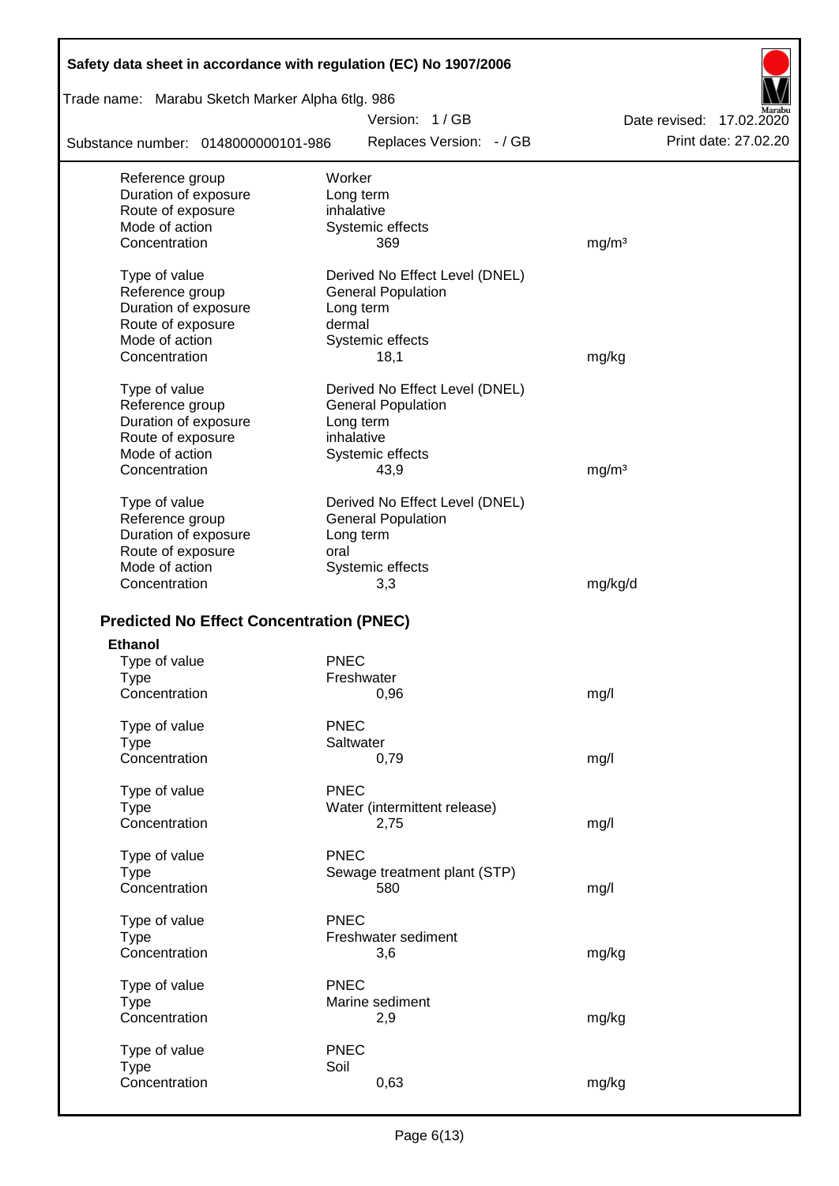| | | |
|---|---|---|
| Reference group | Worker | |
| Duration of exposure | Long term | |
| Route of exposure | inhalative | |
| Mode of action | Systemic effects | |
| Concentration | 369 | mg/m³ |
| | | |
| Type of value | Derived No Effect Level (DNEL) | |
| Reference group | General Population | |
| Duration of exposure | Long term | |
| Route of exposure | dermal | |
| Mode of action | Systemic effects | |
| Concentration | 18,1 | mg/kg |
| | | |
| Type of value | Derived No Effect Level (DNEL) | |
| Reference group | General Population | |
| Duration of exposure | Long term | |
| Route of exposure | inhalative | |
| Mode of action | Systemic effects | |
| Concentration | 43,9 | mg/m³ |
| | | |
| Type of value | Derived No Effect Level (DNEL) | |
| Reference group | General Population | |
| Duration of exposure | Long term | |
| Route of exposure | oral | |
| Mode of action | Systemic effects | |
| Concentration | 3,3 | mg/kg/d |

### Predicted No Effect Concentration (PNEC)

**Ethanol**

| | | |
|---|---|---|
| Type of value | PNEC | |
| Type | Freshwater | |
| Concentration | 0,96 | mg/l |
| | | |
| Type of value | PNEC | |
| Type | Saltwater | |
| Concentration | 0,79 | mg/l |
| | | |
| Type of value | PNEC | |
| Type | Water (intermittent release) | |
| Concentration | 2,75 | mg/l |
| | | |
| Type of value | PNEC | |
| Type | Sewage treatment plant (STP) | |
| Concentration | 580 | mg/l |
| | | |
| Type of value | PNEC | |
| Type | Freshwater sediment | |
| Concentration | 3,6 | mg/kg |
| | | |
| Type of value | PNEC | |
| Type | Marine sediment | |
| Concentration | 2,9 | mg/kg |
| | | |
| Type of value | PNEC | |
| Type | Soil | |
| Concentration | 0,63 | mg/kg |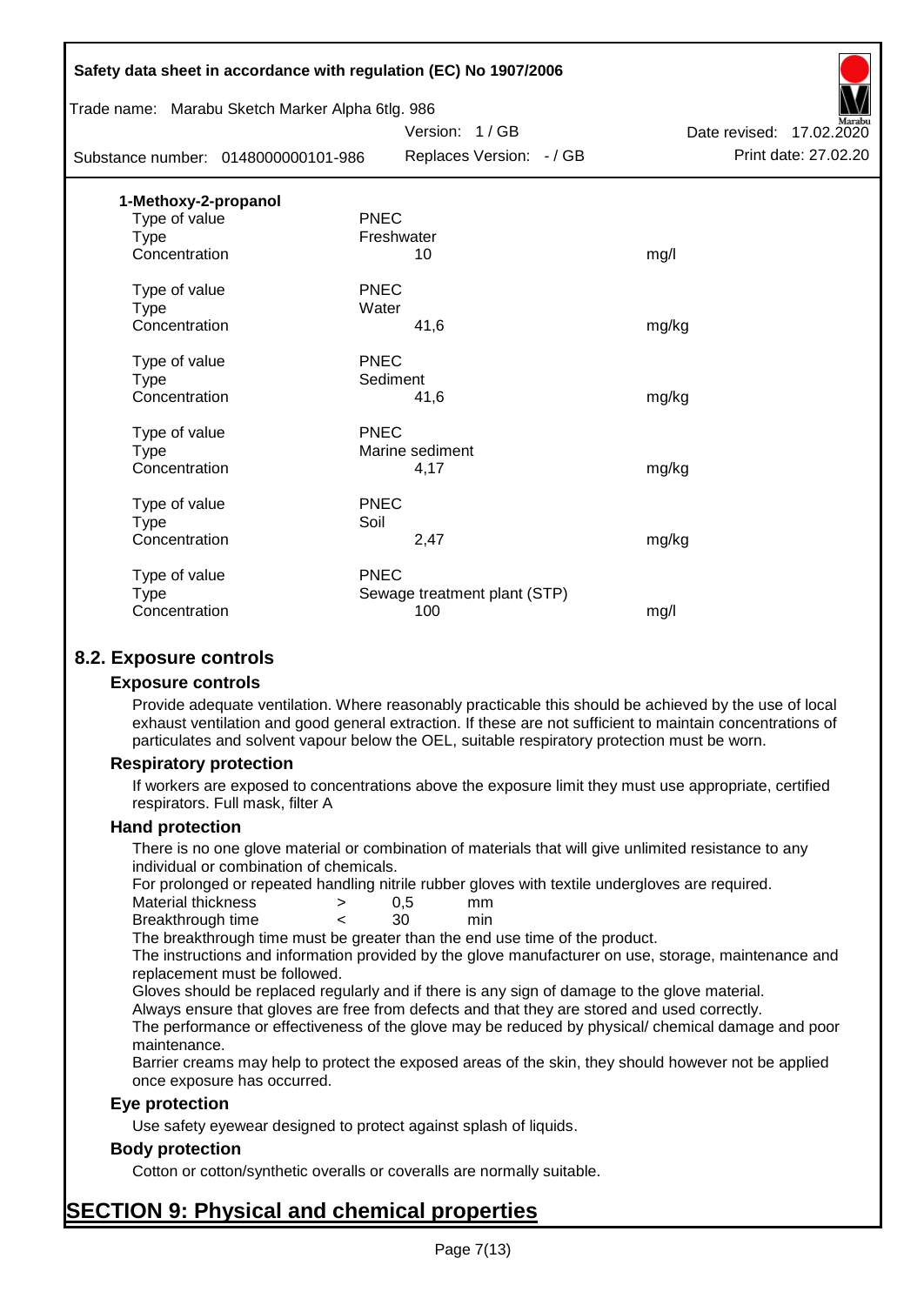**1-Methoxy-2-propanol**

| | | |
|---|---|---|
| Type of value | PNEC | |
| Type | Freshwater | |
| Concentration | 10 | mg/l |
| | | |
| Type of value | PNEC | |
| Type | Water | |
| Concentration | 41,6 | mg/kg |
| | | |
| Type of value | PNEC | |
| Type | Sediment | |
| Concentration | 41,6 | mg/kg |
| | | |
| Type of value | PNEC | |
| Type | Marine sediment | |
| Concentration | 4,17 | mg/kg |
| | | |
| Type of value | PNEC | |
| Type | Soil | |
| Concentration | 2,47 | mg/kg |
| | | |
| Type of value | PNEC | |
| Type | Sewage treatment plant (STP) | |
| Concentration | 100 | mg/l |

## 8.2. Exposure controls

### Exposure controls

Provide adequate ventilation. Where reasonably practicable this should be achieved by the use of local exhaust ventilation and good general extraction. If these are not sufficient to maintain concentrations of particulates and solvent vapour below the OEL, suitable respiratory protection must be worn.

### Respiratory protection

If workers are exposed to concentrations above the exposure limit they must use appropriate, certified respirators. Full mask, filter A

### Hand protection

There is no one glove material or combination of materials that will give unlimited resistance to any individual or combination of chemicals.

For prolonged or repeated handling nitrile rubber gloves with textile undergloves are required.

| | | | |
|---|---|---|---|
| Material thickness | > | 0,5 | mm |
| Breakthrough time | < | 30 | min |

The breakthrough time must be greater than the end use time of the product.

The instructions and information provided by the glove manufacturer on use, storage, maintenance and replacement must be followed.

Gloves should be replaced regularly and if there is any sign of damage to the glove material.

Always ensure that gloves are free from defects and that they are stored and used correctly.

The performance or effectiveness of the glove may be reduced by physical/ chemical damage and poor maintenance.

Barrier creams may help to protect the exposed areas of the skin, they should however not be applied once exposure has occurred.

### Eye protection

Use safety eyewear designed to protect against splash of liquids.

### Body protection

Cotton or cotton/synthetic overalls or coveralls are normally suitable.

# SECTION 9: Physical and chemical properties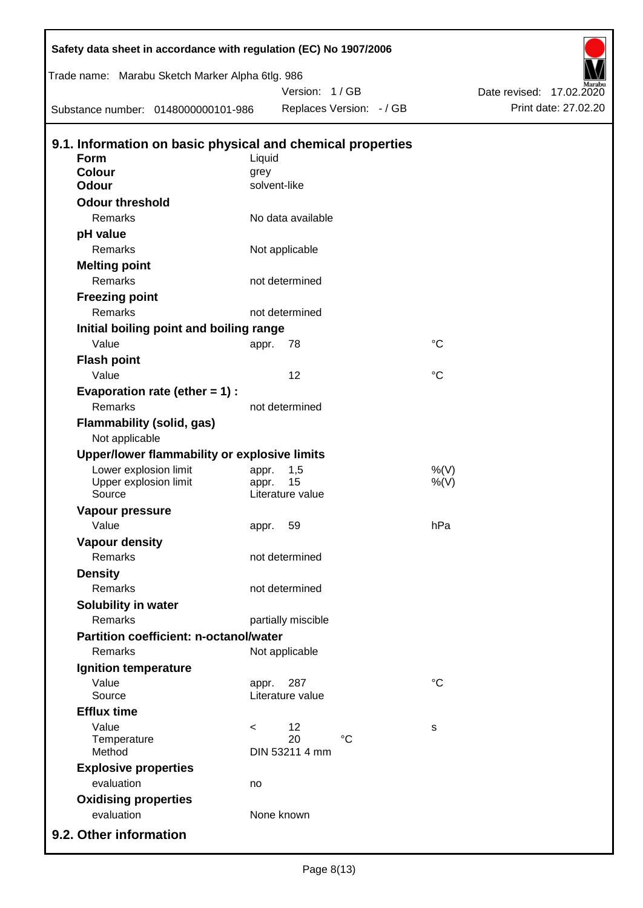Safety data sheet in accordance with regulation (EC) No 1907/2006

Trade name: Marabu Sketch Marker Alpha 6tlg. 986

Version: 1 / GB

Date revised: 17.02.2020

Substance number: 0148000000101-986

Replaces Version: - / GB

Print date: 27.02.20

## 9.1. Information on basic physical and chemical properties

| | | | |
|---|---|---|---|
| **Form** | Liquid | | |
| **Colour** | grey | | |
| **Odour** | solvent-like | | |
| **Odour threshold** | | | |
| Remarks | No data available | | |
| **pH value** | | | |
| Remarks | Not applicable | | |
| **Melting point** | | | |
| Remarks | not determined | | |
| **Freezing point** | | | |
| Remarks | not determined | | |
| **Initial boiling point and boiling range** | | | |
| Value | appr. | 78 | °C |
| **Flash point** | | | |
| Value | | 12 | °C |
| **Evaporation rate (ether = 1) :** | | | |
| Remarks | not determined | | |
| **Flammability (solid, gas)** | | | |
| Not applicable | | | |
| **Upper/lower flammability or explosive limits** | | | |
| Lower explosion limit | appr. | 1,5 | %(V) |
| Upper explosion limit | appr. | 15 | %(V) |
| Source | Literature value | | |
| **Vapour pressure** | | | |
| Value | appr. | 59 | hPa |
| **Vapour density** | | | |
| Remarks | not determined | | |
| **Density** | | | |
| Remarks | not determined | | |
| **Solubility in water** | | | |
| Remarks | partially miscible | | |
| **Partition coefficient: n-octanol/water** | | | |
| Remarks | Not applicable | | |
| **Ignition temperature** | | | |
| Value | appr. | 287 | °C |
| Source | Literature value | | |
| **Efflux time** | | | |
| Value | < | 12 | s |
| Temperature | | 20 °C | |
| Method | DIN 53211 4 mm | | |
| **Explosive properties** | | | |
| evaluation | no | | |
| **Oxidising properties** | | | |
| evaluation | None known | | |

## 9.2. Other information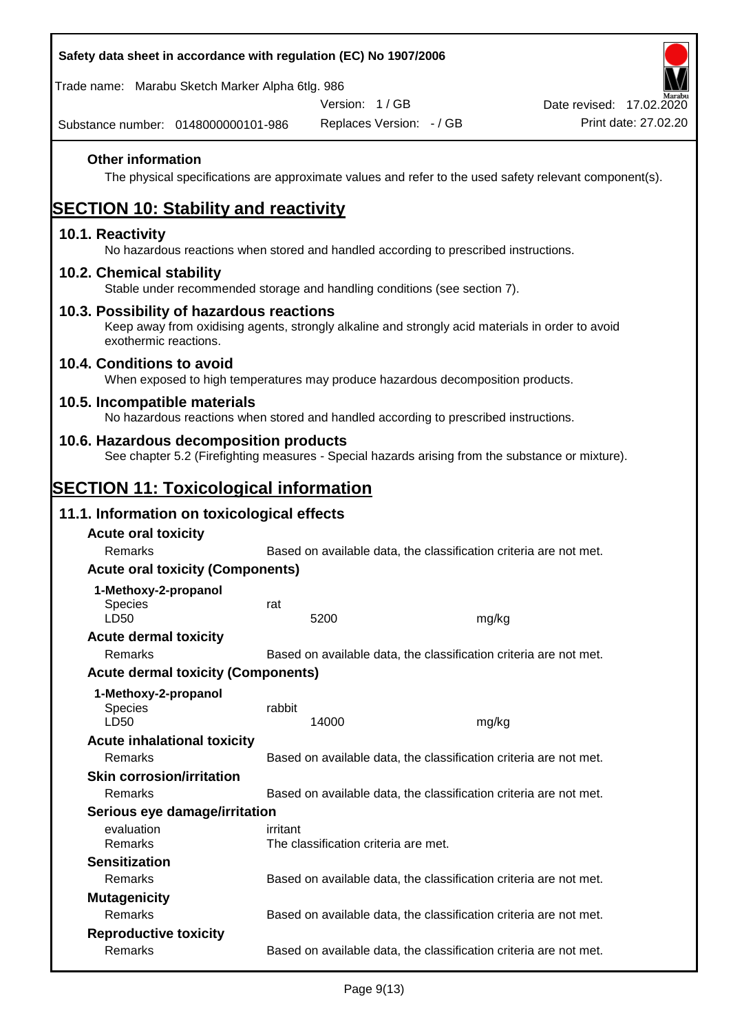### Other information

The physical specifications are approximate values and refer to the used safety relevant component(s).

## SECTION 10: Stability and reactivity

### 10.1. Reactivity

No hazardous reactions when stored and handled according to prescribed instructions.

### 10.2. Chemical stability

Stable under recommended storage and handling conditions (see section 7).

### 10.3. Possibility of hazardous reactions

Keep away from oxidising agents, strongly alkaline and strongly acid materials in order to avoid exothermic reactions.

### 10.4. Conditions to avoid

When exposed to high temperatures may produce hazardous decomposition products.

### 10.5. Incompatible materials

No hazardous reactions when stored and handled according to prescribed instructions.

### 10.6. Hazardous decomposition products

See chapter 5.2 (Firefighting measures - Special hazards arising from the substance or mixture).

## SECTION 11: Toxicological information

### 11.1. Information on toxicological effects

**Acute oral toxicity**

| | | |
|---|---|---|
| Remarks | Based on available data, the classification criteria are not met. | |

**Acute oral toxicity (Components)**

**1-Methoxy-2-propanol**

| | | |
|---|---|---|
| Species | rat | |
| LD50 | 5200 | mg/kg |

**Acute dermal toxicity**

| | |
|---|---|
| Remarks | Based on available data, the classification criteria are not met. |

**Acute dermal toxicity (Components)**

**1-Methoxy-2-propanol**

| | | |
|---|---|---|
| Species | rabbit | |
| LD50 | 14000 | mg/kg |

**Acute inhalational toxicity**

| | |
|---|---|
| Remarks | Based on available data, the classification criteria are not met. |

**Skin corrosion/irritation**

| | |
|---|---|
| Remarks | Based on available data, the classification criteria are not met. |

**Serious eye damage/irritation**

| | |
|---|---|
| evaluation | irritant |
| Remarks | The classification criteria are met. |

**Sensitization**

| | |
|---|---|
| Remarks | Based on available data, the classification criteria are not met. |

**Mutagenicity**

| | |
|---|---|
| Remarks | Based on available data, the classification criteria are not met. |

**Reproductive toxicity**

| | |
|---|---|
| Remarks | Based on available data, the classification criteria are not met. |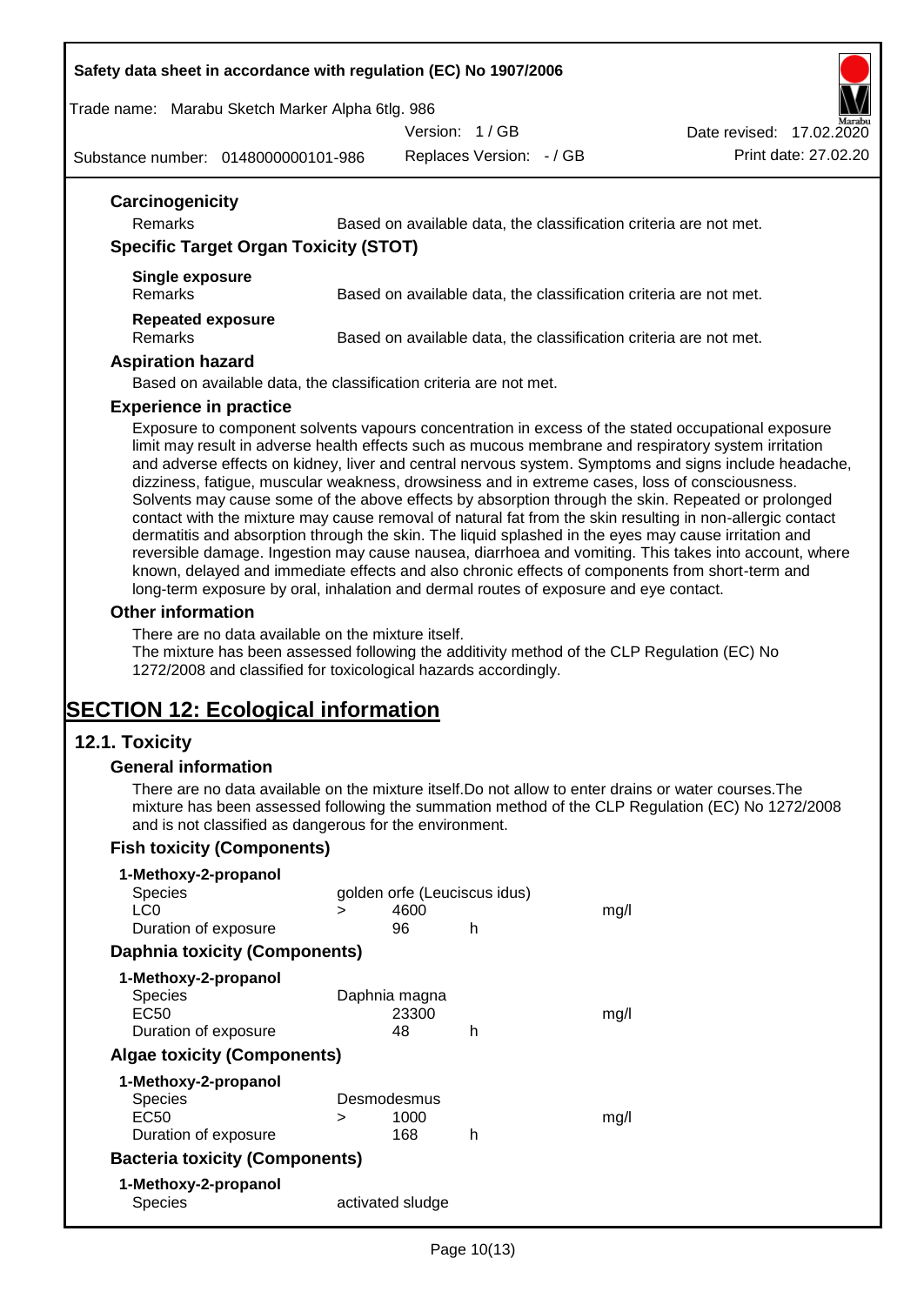### Carcinogenicity

Remarks — Based on available data, the classification criteria are not met.

### Specific Target Organ Toxicity (STOT)

**Single exposure**
Remarks — Based on available data, the classification criteria are not met.

**Repeated exposure**
Remarks — Based on available data, the classification criteria are not met.

### Aspiration hazard

Based on available data, the classification criteria are not met.

### Experience in practice

Exposure to component solvents vapours concentration in excess of the stated occupational exposure limit may result in adverse health effects such as mucous membrane and respiratory system irritation and adverse effects on kidney, liver and central nervous system. Symptoms and signs include headache, dizziness, fatigue, muscular weakness, drowsiness and in extreme cases, loss of consciousness. Solvents may cause some of the above effects by absorption through the skin. Repeated or prolonged contact with the mixture may cause removal of natural fat from the skin resulting in non-allergic contact dermatitis and absorption through the skin. The liquid splashed in the eyes may cause irritation and reversible damage. Ingestion may cause nausea, diarrhoea and vomiting. This takes into account, where known, delayed and immediate effects and also chronic effects of components from short-term and long-term exposure by oral, inhalation and dermal routes of exposure and eye contact.

### Other information

There are no data available on the mixture itself.
The mixture has been assessed following the additivity method of the CLP Regulation (EC) No 1272/2008 and classified for toxicological hazards accordingly.

# SECTION 12: Ecological information

## 12.1. Toxicity

### General information

There are no data available on the mixture itself.Do not allow to enter drains or water courses.The mixture has been assessed following the summation method of the CLP Regulation (EC) No 1272/2008 and is not classified as dangerous for the environment.

### Fish toxicity (Components)

**1-Methoxy-2-propanol**

| | | | | |
|---|---|---|---|---|
| Species | golden orfe (Leuciscus idus) | | | |
| LC0 | > | 4600 | | mg/l |
| Duration of exposure | | 96 | h | |

### Daphnia toxicity (Components)

**1-Methoxy-2-propanol**

| | | | | |
|---|---|---|---|---|
| Species | Daphnia magna | | | |
| EC50 | | 23300 | | mg/l |
| Duration of exposure | | 48 | h | |

### Algae toxicity (Components)

**1-Methoxy-2-propanol**

| | | | | |
|---|---|---|---|---|
| Species | Desmodesmus | | | |
| EC50 | > | 1000 | | mg/l |
| Duration of exposure | | 168 | h | |

### Bacteria toxicity (Components)

**1-Methoxy-2-propanol**

| | |
|---|---|
| Species | activated sludge |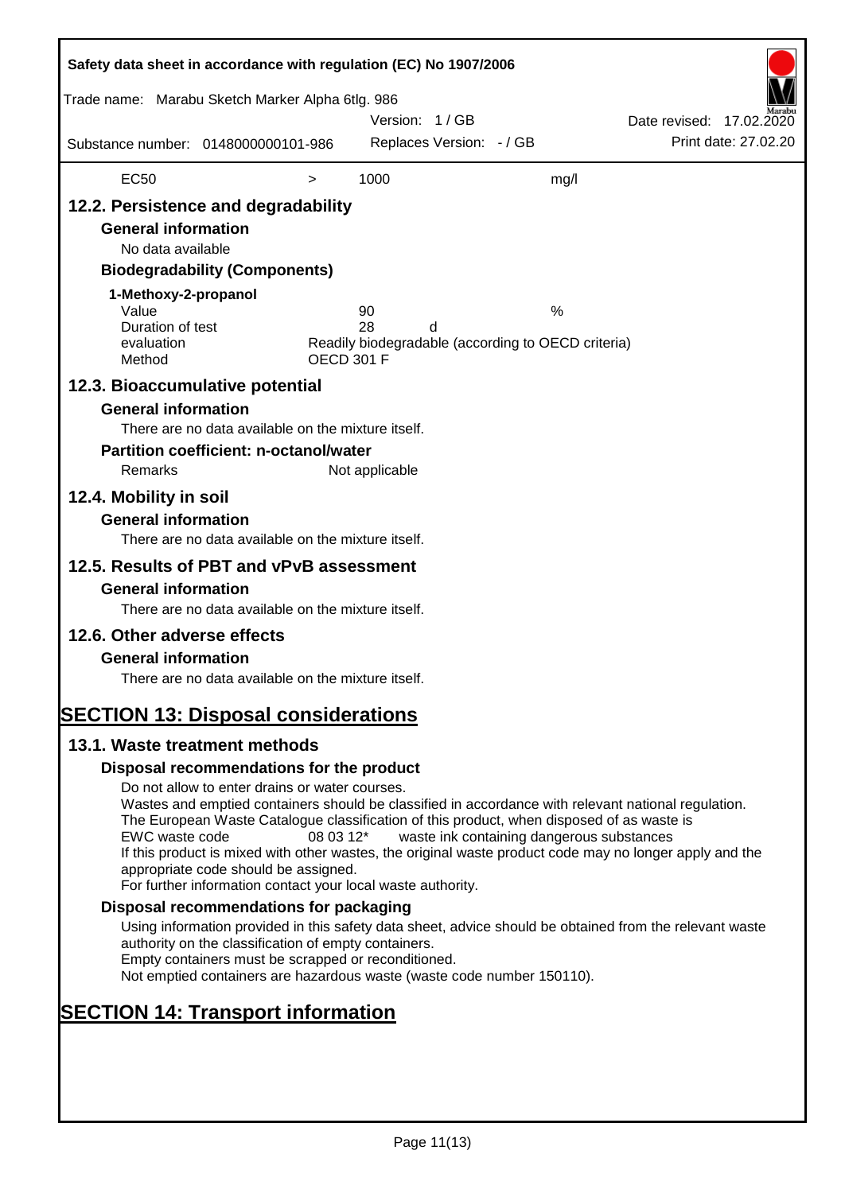| EC50 | > | 1000 | mg/l |
|---|---|---|---|

## 12.2. Persistence and degradability

### General information

No data available

### Biodegradability (Components)

**1-Methoxy-2-propanol**

| | | |
|---|---|---|
| Value | 90 | % |
| Duration of test | 28 | d |
| evaluation | Readily biodegradable (according to OECD criteria) | |
| Method | OECD 301 F | |

## 12.3. Bioaccumulative potential

### General information

There are no data available on the mixture itself.

### Partition coefficient: n-octanol/water

| | |
|---|---|
| Remarks | Not applicable |

## 12.4. Mobility in soil

### General information

There are no data available on the mixture itself.

## 12.5. Results of PBT and vPvB assessment

### General information

There are no data available on the mixture itself.

## 12.6. Other adverse effects

### General information

There are no data available on the mixture itself.

# SECTION 13: Disposal considerations

## 13.1. Waste treatment methods

### Disposal recommendations for the product

Do not allow to enter drains or water courses.
Wastes and emptied containers should be classified in accordance with relevant national regulation.
The European Waste Catalogue classification of this product, when disposed of as waste is

| EWC waste code | 08 03 12* | waste ink containing dangerous substances |
|---|---|---|

If this product is mixed with other wastes, the original waste product code may no longer apply and the appropriate code should be assigned.
For further information contact your local waste authority.

### Disposal recommendations for packaging

Using information provided in this safety data sheet, advice should be obtained from the relevant waste authority on the classification of empty containers.
Empty containers must be scrapped or reconditioned.
Not emptied containers are hazardous waste (waste code number 150110).

# SECTION 14: Transport information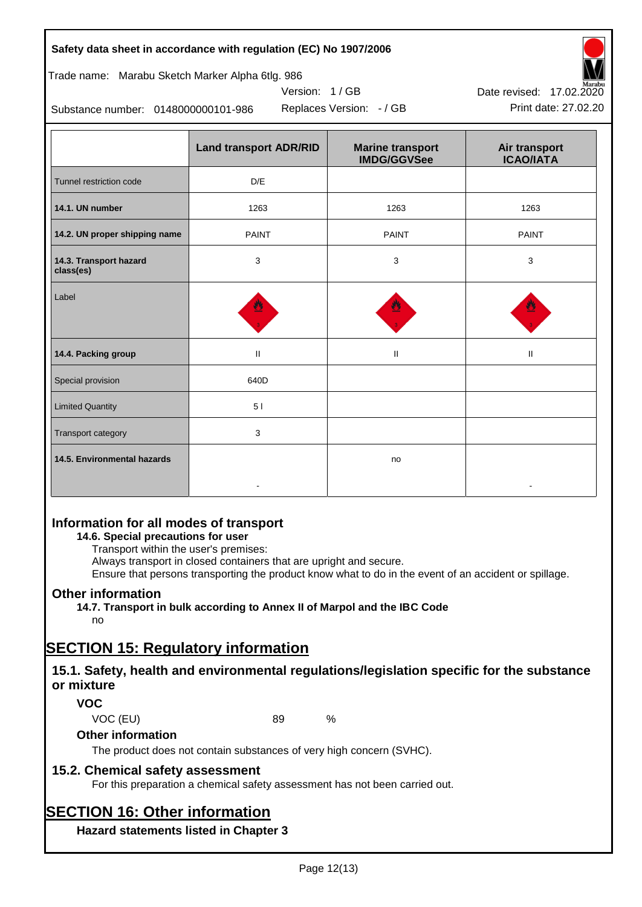| | Land transport ADR/RID | Marine transport IMDG/GGVSee | Air transport ICAO/IATA |
|---|---|---|---|
| Tunnel restriction code | D/E | | |
| **14.1. UN number** | 1263 | 1263 | 1263 |
| **14.2. UN proper shipping name** | PAINT | PAINT | PAINT |
| **14.3. Transport hazard class(es)** | 3 | 3 | 3 |
| Label | | | |
| **14.4. Packing group** | II | II | II |
| Special provision | 640D | | |
| Limited Quantity | 5 l | | |
| Transport category | 3 | | |
| **14.5. Environmental hazards** | - | no | - |

## Information for all modes of transport

**14.6. Special precautions for user**

Transport within the user's premises:
Always transport in closed containers that are upright and secure.
Ensure that persons transporting the product know what to do in the event of an accident or spillage.

## Other information

**14.7. Transport in bulk according to Annex II of Marpol and the IBC Code**

no

# SECTION 15: Regulatory information

## 15.1. Safety, health and environmental regulations/legislation specific for the substance or mixture

### VOC

VOC (EU) 89 %

### Other information

The product does not contain substances of very high concern (SVHC).

## 15.2. Chemical safety assessment

For this preparation a chemical safety assessment has not been carried out.

# SECTION 16: Other information

### Hazard statements listed in Chapter 3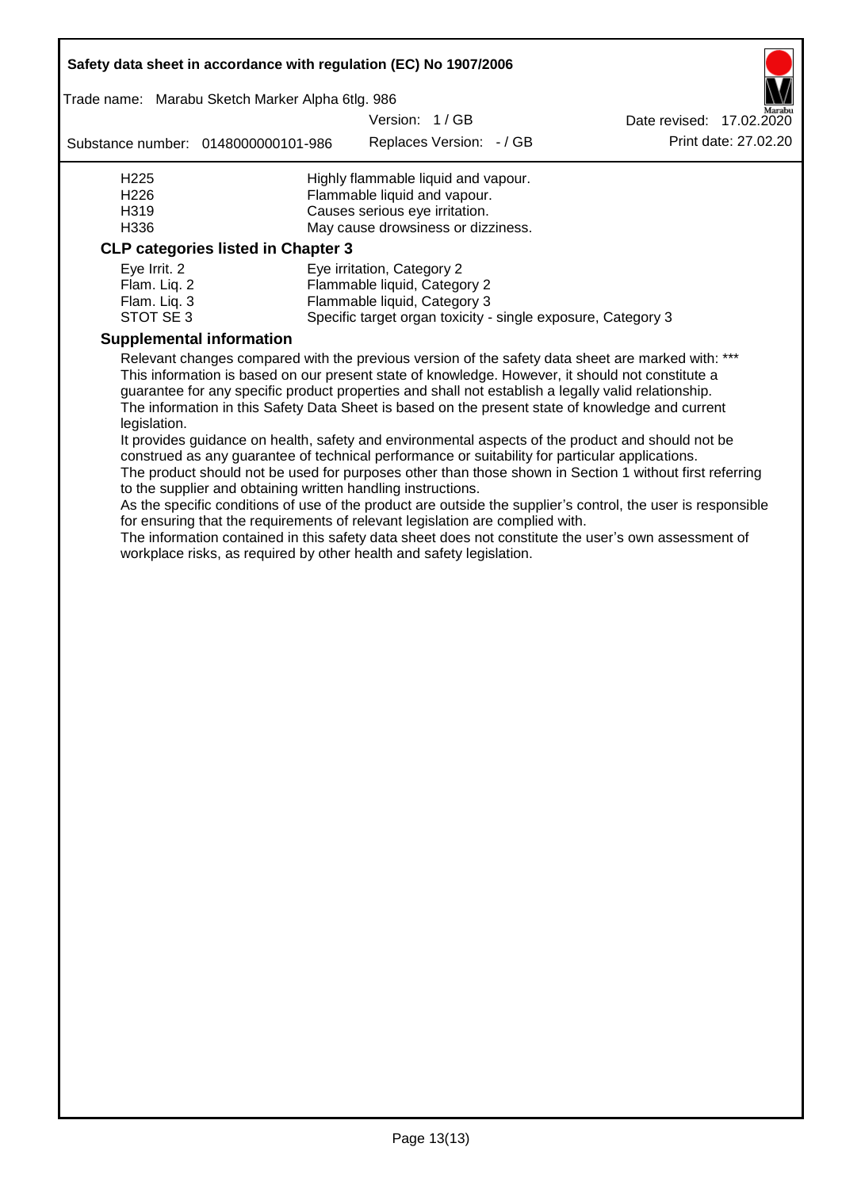| | |
|---|---|
| H225 | Highly flammable liquid and vapour. |
| H226 | Flammable liquid and vapour. |
| H319 | Causes serious eye irritation. |
| H336 | May cause drowsiness or dizziness. |

### CLP categories listed in Chapter 3

| | |
|---|---|
| Eye Irrit. 2 | Eye irritation, Category 2 |
| Flam. Liq. 2 | Flammable liquid, Category 2 |
| Flam. Liq. 3 | Flammable liquid, Category 3 |
| STOT SE 3 | Specific target organ toxicity - single exposure, Category 3 |

### Supplemental information

Relevant changes compared with the previous version of the safety data sheet are marked with: ***
This information is based on our present state of knowledge. However, it should not constitute a guarantee for any specific product properties and shall not establish a legally valid relationship.
The information in this Safety Data Sheet is based on the present state of knowledge and current legislation.
It provides guidance on health, safety and environmental aspects of the product and should not be construed as any guarantee of technical performance or suitability for particular applications.
The product should not be used for purposes other than those shown in Section 1 without first referring to the supplier and obtaining written handling instructions.
As the specific conditions of use of the product are outside the supplier's control, the user is responsible for ensuring that the requirements of relevant legislation are complied with.
The information contained in this safety data sheet does not constitute the user's own assessment of workplace risks, as required by other health and safety legislation.